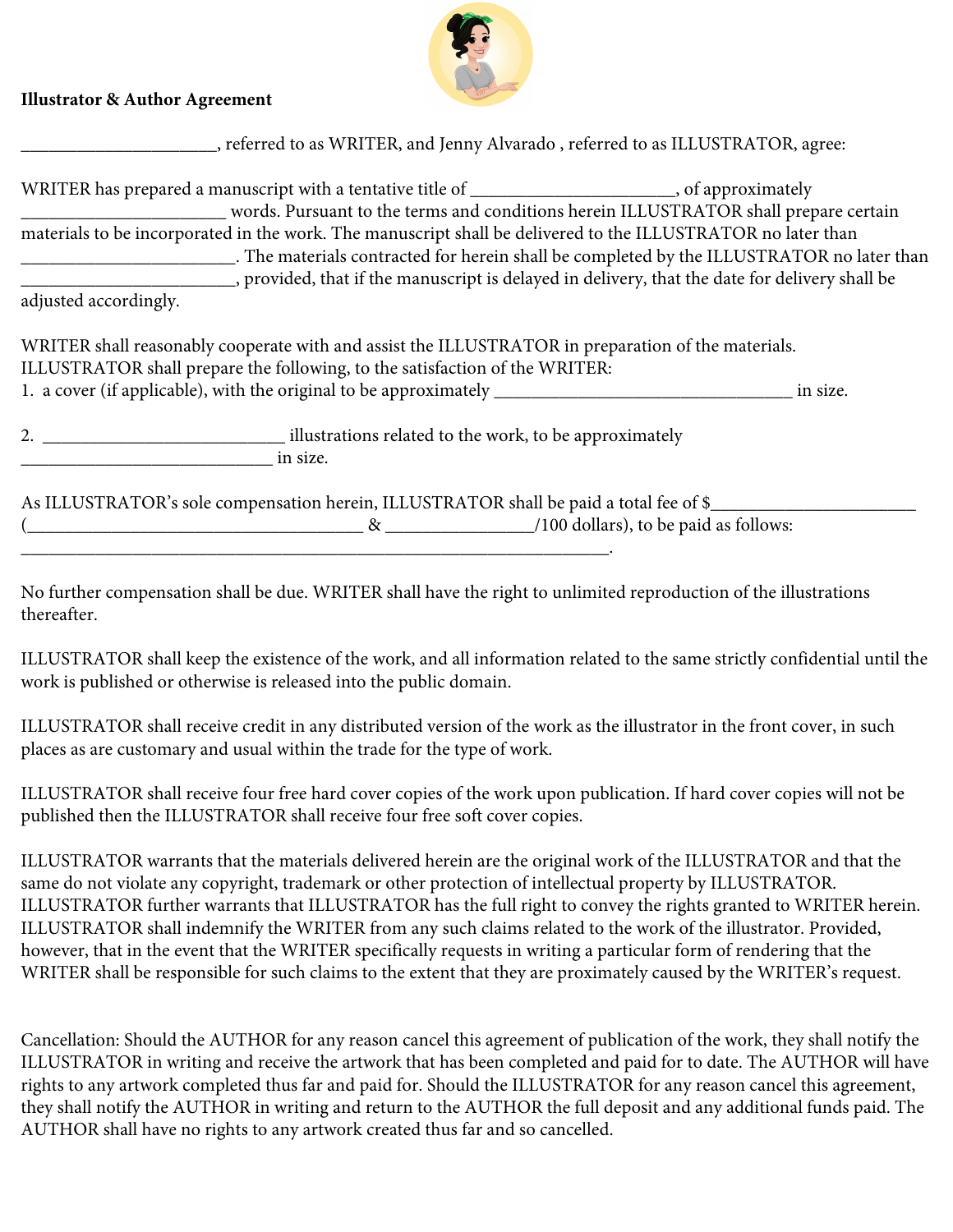**Illustrator & Author Agreement**

_____________________, referred to as WRITER, and Jenny Alvarado , referred to as ILLUSTRATOR, agree:

WRITER has prepared a manuscript with a tentative title of ______________________, of approximately ______________________ words. Pursuant to the terms and conditions herein ILLUSTRATOR shall prepare certain materials to be incorporated in the work. The manuscript shall be delivered to the ILLUSTRATOR no later than ______________________. The materials contracted for herein shall be completed by the ILLUSTRATOR no later than ______________________, provided, that if the manuscript is delayed in delivery, that the date for delivery shall be adjusted accordingly.

WRITER shall reasonably cooperate with and assist the ILLUSTRATOR in preparation of the materials. ILLUSTRATOR shall prepare the following, to the satisfaction of the WRITER:

1. a cover (if applicable), with the original to be approximately ________________________________ in size.

2. __________________________ illustrations related to the work, to be approximately __________________________ in size.

As ILLUSTRATOR's sole compensation herein, ILLUSTRATOR shall be paid a total fee of $______________________ (____________________________________ & _______________/100 dollars), to be paid as follows: _______________________________________________________________.

No further compensation shall be due. WRITER shall have the right to unlimited reproduction of the illustrations thereafter.

ILLUSTRATOR shall keep the existence of the work, and all information related to the same strictly confidential until the work is published or otherwise is released into the public domain.

ILLUSTRATOR shall receive credit in any distributed version of the work as the illustrator in the front cover, in such places as are customary and usual within the trade for the type of work.

ILLUSTRATOR shall receive four free hard cover copies of the work upon publication. If hard cover copies will not be published then the ILLUSTRATOR shall receive four free soft cover copies.

ILLUSTRATOR warrants that the materials delivered herein are the original work of the ILLUSTRATOR and that the same do not violate any copyright, trademark or other protection of intellectual property by ILLUSTRATOR. ILLUSTRATOR further warrants that ILLUSTRATOR has the full right to convey the rights granted to WRITER herein. ILLUSTRATOR shall indemnify the WRITER from any such claims related to the work of the illustrator. Provided, however, that in the event that the WRITER specifically requests in writing a particular form of rendering that the WRITER shall be responsible for such claims to the extent that they are proximately caused by the WRITER's request.

Cancellation: Should the AUTHOR for any reason cancel this agreement of publication of the work, they shall notify the ILLUSTRATOR in writing and receive the artwork that has been completed and paid for to date. The AUTHOR will have rights to any artwork completed thus far and paid for. Should the ILLUSTRATOR for any reason cancel this agreement, they shall notify the AUTHOR in writing and return to the AUTHOR the full deposit and any additional funds paid. The AUTHOR shall have no rights to any artwork created thus far and so cancelled.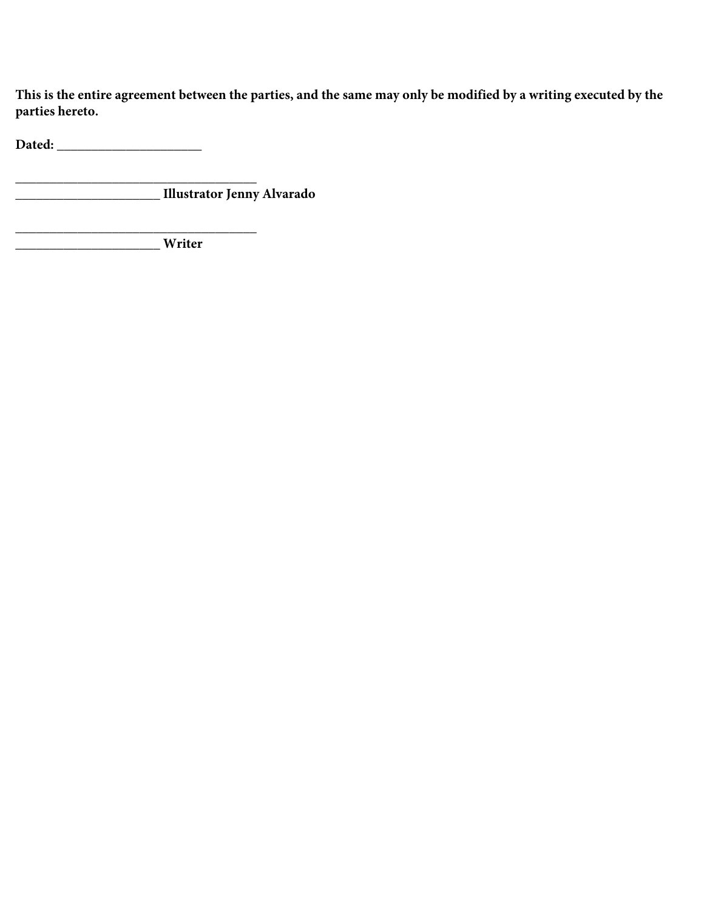**This is the entire agreement between the parties, and the same may only be modified by a writing executed by the parties hereto.**

**Dated: ____________________**

**__________________________________**
**____________________ Illustrator Jenny Alvarado**

**__________________________________**
**____________________ Writer**